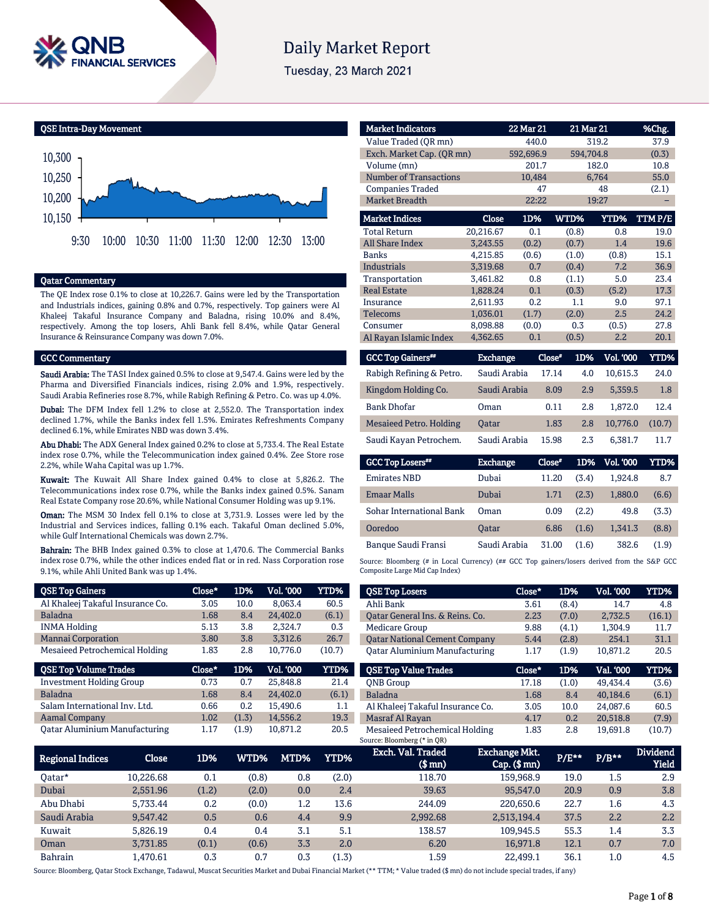# Daily Market Report

Tuesday, 23 March 2021

## QSE Intra-Day Movement

## Qatar Commentary

The QE Index rose 0.1% to close at 10,226.7. Gains were led by the Transportation and Industrials indices, gaining 0.8% and 0.7%, respectively. Top gainers were Al Khaleej Takaful Insurance Company and Baladna, rising 10.0% and 8.4%, respectively. Among the top losers, Ahli Bank fell 8.4%, while Qatar General Insurance & Reinsurance Company was down 7.0%.

## GCC Commentary

**Saudi Arabia:** The TASI Index gained 0.5% to close at 9,547.4. Gains were led by the Pharma and Diversified Financials indices, rising 2.0% and 1.9%, respectively. Saudi Arabia Refineries rose 8.7%, while Rabigh Refining & Petro. Co. was up 4.0%.

**Dubai:** The DFM Index fell 1.2% to close at 2,552.0. The Transportation index declined 1.7%, while the Banks index fell 1.5%. Emirates Refreshments Company declined 6.1%, while Emirates NBD was down 3.4%.

**Abu Dhabi:** The ADX General Index gained 0.2% to close at 5,733.4. The Real Estate index rose 0.7%, while the Telecommunication index gained 0.4%. Zee Store rose 2.2%, while Waha Capital was up 1.7%.

**Kuwait:** The Kuwait All Share Index gained 0.4% to close at 5,826.2. The Telecommunications index rose 0.7%, while the Banks index gained 0.5%. Sanam Real Estate Company rose 20.6%, while National Consumer Holding was up 9.1%.

**Oman:** The MSM 30 Index fell 0.1% to close at 3,731.9. Losses were led by the Industrial and Services indices, falling 0.1% each. Takaful Oman declined 5.0%, while Gulf International Chemicals was down 2.7%.

**Bahrain:** The BHB Index gained 0.3% to close at 1,470.6. The Commercial Banks index rose 0.7%, while the other indices ended flat or in red. Nass Corporation rose 9.1%, while Ahli United Bank was up 1.4%.

| Market Indicators | 22 Mar 21 | 21 Mar 21 | %Chg. |
|---|---|---|---|
| Value Traded (QR mn) | 440.0 | 319.2 | 37.9 |
| Exch. Market Cap. (QR mn) | 592,696.9 | 594,704.8 | (0.3) |
| Volume (mn) | 201.7 | 182.0 | 10.8 |
| Number of Transactions | 10,484 | 6,764 | 55.0 |
| Companies Traded | 47 | 48 | (2.1) |
| Market Breadth | 22:22 | 19:27 | – |

| Market Indices | Close | 1D% | WTD% | YTD% | TTM P/E |
|---|---|---|---|---|---|
| Total Return | 20,216.67 | 0.1 | (0.8) | 0.8 | 19.0 |
| All Share Index | 3,243.55 | (0.2) | (0.7) | 1.4 | 19.6 |
| Banks | 4,215.85 | (0.6) | (1.0) | (0.8) | 15.1 |
| Industrials | 3,319.68 | 0.7 | (0.4) | 7.2 | 36.9 |
| Transportation | 3,461.82 | 0.8 | (1.1) | 5.0 | 23.4 |
| Real Estate | 1,828.24 | 0.1 | (0.3) | (5.2) | 17.3 |
| Insurance | 2,611.93 | 0.2 | 1.1 | 9.0 | 97.1 |
| Telecoms | 1,036.01 | (1.7) | (2.0) | 2.5 | 24.2 |
| Consumer | 8,098.88 | (0.0) | 0.3 | (0.5) | 27.8 |
| Al Rayan Islamic Index | 4,362.65 | 0.1 | (0.5) | 2.2 | 20.1 |

| GCC Top Gainers## | Exchange | Close# | 1D% | Vol. '000 | YTD% |
|---|---|---|---|---|---|
| Rabigh Refining & Petro. | Saudi Arabia | 17.14 | 4.0 | 10,615.3 | 24.0 |
| Kingdom Holding Co. | Saudi Arabia | 8.09 | 2.9 | 5,359.5 | 1.8 |
| Bank Dhofar | Oman | 0.11 | 2.8 | 1,872.0 | 12.4 |
| Mesaieed Petro. Holding | Qatar | 1.83 | 2.8 | 10,776.0 | (10.7) |
| Saudi Kayan Petrochem. | Saudi Arabia | 15.98 | 2.3 | 6,381.7 | 11.7 |

| GCC Top Losers## | Exchange | Close# | 1D% | Vol. '000 | YTD% |
|---|---|---|---|---|---|
| Emirates NBD | Dubai | 11.20 | (3.4) | 1,924.8 | 8.7 |
| Emaar Malls | Dubai | 1.71 | (2.3) | 1,880.0 | (6.6) |
| Sohar International Bank | Oman | 0.09 | (2.2) | 49.8 | (3.3) |
| Ooredoo | Qatar | 6.86 | (1.6) | 1,341.3 | (8.8) |
| Banque Saudi Fransi | Saudi Arabia | 31.00 | (1.6) | 382.6 | (1.9) |

Source: Bloomberg (# in Local Currency) (## GCC Top gainers/losers derived from the S&P GCC Composite Large Mid Cap Index)

| QSE Top Gainers | Close* | 1D% | Vol. '000 | YTD% |
|---|---|---|---|---|
| Al Khaleej Takaful Insurance Co. | 3.05 | 10.0 | 8,063.4 | 60.5 |
| Baladna | 1.68 | 8.4 | 24,402.0 | (6.1) |
| INMA Holding | 5.13 | 3.8 | 2,324.7 | 0.3 |
| Mannai Corporation | 3.80 | 3.8 | 3,312.6 | 26.7 |
| Mesaieed Petrochemical Holding | 1.83 | 2.8 | 10,776.0 | (10.7) |

| QSE Top Losers | Close* | 1D% | Vol. '000 | YTD% |
|---|---|---|---|---|
| Ahli Bank | 3.61 | (8.4) | 14.7 | 4.8 |
| Qatar General Ins. & Reins. Co. | 2.23 | (7.0) | 2,732.5 | (16.1) |
| Medicare Group | 9.88 | (4.1) | 1,304.9 | 11.7 |
| Qatar National Cement Company | 5.44 | (2.8) | 254.1 | 31.1 |
| Qatar Aluminium Manufacturing | 1.17 | (1.9) | 10,871.2 | 20.5 |

| QSE Top Volume Trades | Close* | 1D% | Vol. '000 | YTD% |
|---|---|---|---|---|
| Investment Holding Group | 0.73 | 0.7 | 25,848.8 | 21.4 |
| Baladna | 1.68 | 8.4 | 24,402.0 | (6.1) |
| Salam International Inv. Ltd. | 0.66 | 0.2 | 15,490.6 | 1.1 |
| Aamal Company | 1.02 | (1.3) | 14,556.2 | 19.3 |
| Qatar Aluminium Manufacturing | 1.17 | (1.9) | 10,871.2 | 20.5 |

| QSE Top Value Trades | Close* | 1D% | Val. '000 | YTD% |
|---|---|---|---|---|
| QNB Group | 17.18 | (1.0) | 49,434.4 | (3.6) |
| Baladna | 1.68 | 8.4 | 40,184.6 | (6.1) |
| Al Khaleej Takaful Insurance Co. | 3.05 | 10.0 | 24,087.6 | 60.5 |
| Masraf Al Rayan | 4.17 | 0.2 | 20,518.8 | (7.9) |
| Mesaieed Petrochemical Holding | 1.83 | 2.8 | 19,691.8 | (10.7) |

Source: Bloomberg (* in QR)

| Regional Indices | Close | 1D% | WTD% | MTD% | YTD% | Exch. Val. Traded ($ mn) | Exchange Mkt. Cap. ($ mn) | P/E** | P/B** | Dividend Yield |
|---|---|---|---|---|---|---|---|---|---|---|
| Qatar* | 10,226.68 | 0.1 | (0.8) | 0.8 | (2.0) | 118.70 | 159,968.9 | 19.0 | 1.5 | 2.9 |
| Dubai | 2,551.96 | (1.2) | (2.0) | 0.0 | 2.4 | 39.63 | 95,547.0 | 20.9 | 0.9 | 3.8 |
| Abu Dhabi | 5,733.44 | 0.2 | (0.0) | 1.2 | 13.6 | 244.09 | 220,650.6 | 22.7 | 1.6 | 4.3 |
| Saudi Arabia | 9,547.42 | 0.5 | 0.6 | 4.4 | 9.9 | 2,992.68 | 2,513,194.4 | 37.5 | 2.2 | 2.2 |
| Kuwait | 5,826.19 | 0.4 | 0.4 | 3.1 | 5.1 | 138.57 | 109,945.5 | 55.3 | 1.4 | 3.3 |
| Oman | 3,731.85 | (0.1) | (0.6) | 3.3 | 2.0 | 6.20 | 16,971.8 | 12.1 | 0.7 | 7.0 |
| Bahrain | 1,470.61 | 0.3 | 0.7 | 0.3 | (1.3) | 1.59 | 22,499.1 | 36.1 | 1.0 | 4.5 |

Source: Bloomberg, Qatar Stock Exchange, Tadawul, Muscat Securities Market and Dubai Financial Market (** TTM; * Value traded ($ mn) do not include special trades, if any)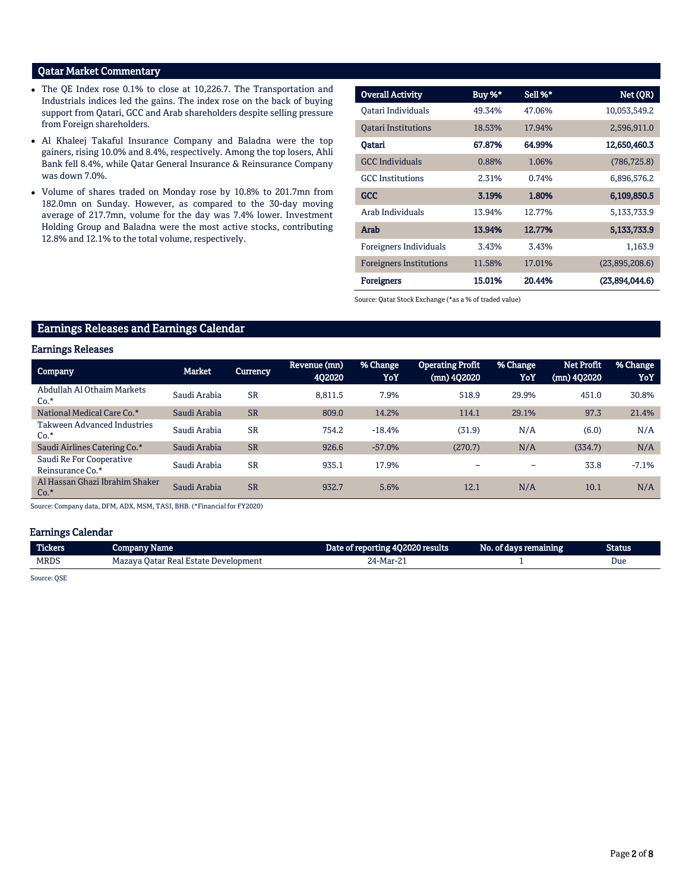## Qatar Market Commentary

- The QE Index rose 0.1% to close at 10,226.7. The Transportation and Industrials indices led the gains. The index rose on the back of buying support from Qatari, GCC and Arab shareholders despite selling pressure from Foreign shareholders.
- Al Khaleej Takaful Insurance Company and Baladna were the top gainers, rising 10.0% and 8.4%, respectively. Among the top losers, Ahli Bank fell 8.4%, while Qatar General Insurance & Reinsurance Company was down 7.0%.
- Volume of shares traded on Monday rose by 10.8% to 201.7mn from 182.0mn on Sunday. However, as compared to the 30-day moving average of 217.7mn, volume for the day was 7.4% lower. Investment Holding Group and Baladna were the most active stocks, contributing 12.8% and 12.1% to the total volume, respectively.

| Overall Activity | Buy %* | Sell %* | Net (QR) |
|---|---|---|---|
| Qatari Individuals | 49.34% | 47.06% | 10,053,549.2 |
| Qatari Institutions | 18.53% | 17.94% | 2,596,911.0 |
| **Qatari** | **67.87%** | **64.99%** | **12,650,460.3** |
| GCC Individuals | 0.88% | 1.06% | (786,725.8) |
| GCC Institutions | 2.31% | 0.74% | 6,896,576.2 |
| **GCC** | **3.19%** | **1.80%** | **6,109,850.5** |
| Arab Individuals | 13.94% | 12.77% | 5,133,733.9 |
| **Arab** | **13.94%** | **12.77%** | **5,133,733.9** |
| Foreigners Individuals | 3.43% | 3.43% | 1,163.9 |
| Foreigners Institutions | 11.58% | 17.01% | (23,895,208.6) |
| **Foreigners** | **15.01%** | **20.44%** | **(23,894,044.6)** |

Source: Qatar Stock Exchange (*as a % of traded value)

## Earnings Releases and Earnings Calendar

### Earnings Releases

| Company | Market | Currency | Revenue (mn) 4Q2020 | % Change YoY | Operating Profit (mn) 4Q2020 | % Change YoY | Net Profit (mn) 4Q2020 | % Change YoY |
|---|---|---|---|---|---|---|---|---|
| Abdullah Al Othaim Markets Co.* | Saudi Arabia | SR | 8,811.5 | 7.9% | 518.9 | 29.9% | 451.0 | 30.8% |
| National Medical Care Co.* | Saudi Arabia | SR | 809.0 | 14.2% | 114.1 | 29.1% | 97.3 | 21.4% |
| Takween Advanced Industries Co.* | Saudi Arabia | SR | 754.2 | -18.4% | (31.9) | N/A | (6.0) | N/A |
| Saudi Airlines Catering Co.* | Saudi Arabia | SR | 926.6 | -57.0% | (270.7) | N/A | (334.7) | N/A |
| Saudi Re For Cooperative Reinsurance Co.* | Saudi Arabia | SR | 935.1 | 17.9% | – | – | 33.8 | -7.1% |
| Al Hassan Ghazi Ibrahim Shaker Co.* | Saudi Arabia | SR | 932.7 | 5.6% | 12.1 | N/A | 10.1 | N/A |

Source: Company data, DFM, ADX, MSM, TASI, BHB. (*Financial for FY2020)

### Earnings Calendar

| Tickers | Company Name | Date of reporting 4Q2020 results | No. of days remaining | Status |
|---|---|---|---|---|
| MRDS | Mazaya Qatar Real Estate Development | 24-Mar-21 | 1 | Due |

Source: QSE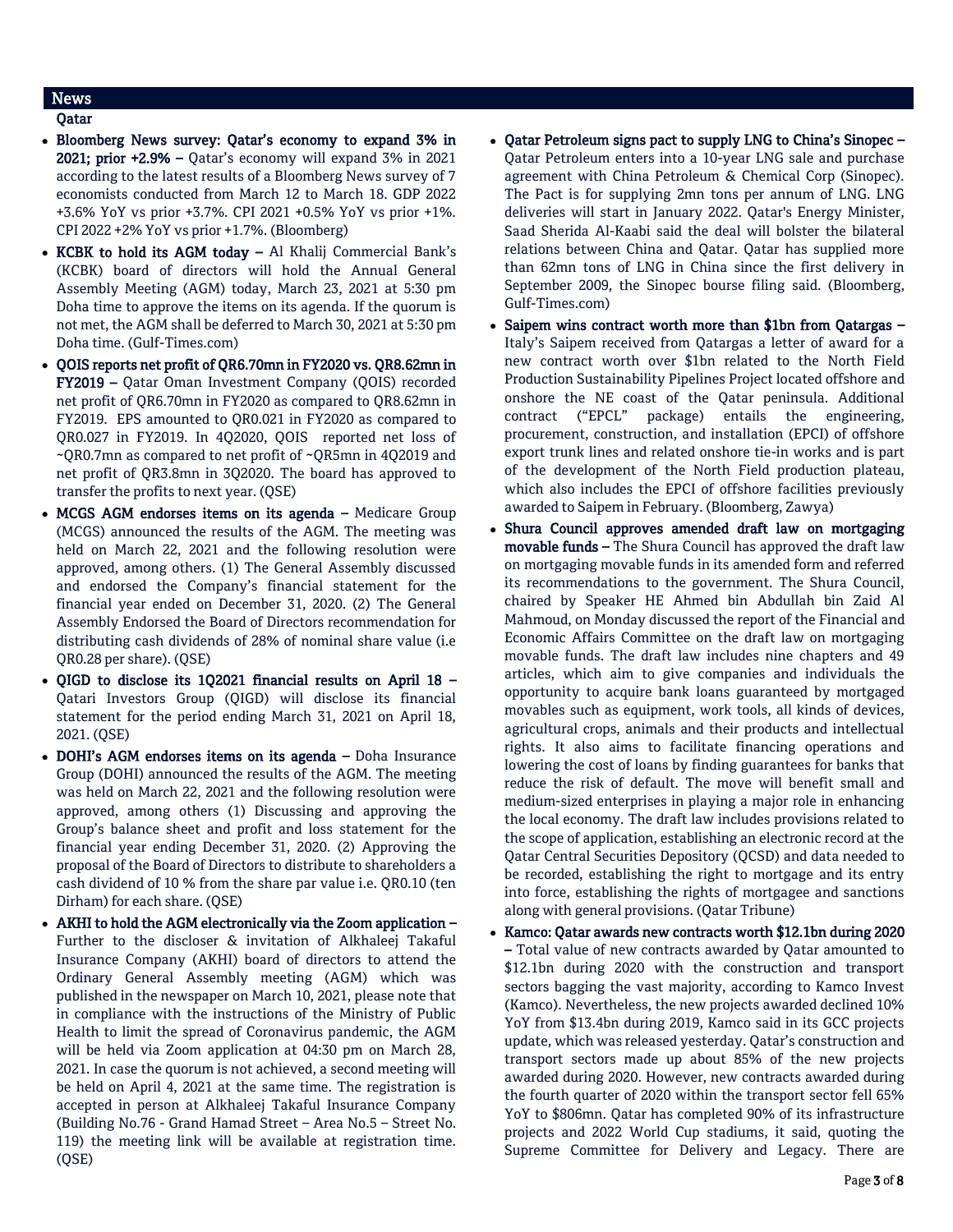## News

### Qatar

- **Bloomberg News survey: Qatar's economy to expand 3% in 2021; prior +2.9% –** Qatar's economy will expand 3% in 2021 according to the latest results of a Bloomberg News survey of 7 economists conducted from March 12 to March 18. GDP 2022 +3.6% YoY vs prior +3.7%. CPI 2021 +0.5% YoY vs prior +1%. CPI 2022 +2% YoY vs prior +1.7%. (Bloomberg)
- **KCBK to hold its AGM today –** Al Khalij Commercial Bank's (KCBK) board of directors will hold the Annual General Assembly Meeting (AGM) today, March 23, 2021 at 5:30 pm Doha time to approve the items on its agenda. If the quorum is not met, the AGM shall be deferred to March 30, 2021 at 5:30 pm Doha time. (Gulf-Times.com)
- **QOIS reports net profit of QR6.70mn in FY2020 vs. QR8.62mn in FY2019 –** Qatar Oman Investment Company (QOIS) recorded net profit of QR6.70mn in FY2020 as compared to QR8.62mn in FY2019. EPS amounted to QR0.021 in FY2020 as compared to QR0.027 in FY2019. In 4Q2020, QOIS reported net loss of ~QR0.7mn as compared to net profit of ~QR5mn in 4Q2019 and net profit of QR3.8mn in 3Q2020. The board has approved to transfer the profits to next year. (QSE)
- **MCGS AGM endorses items on its agenda –** Medicare Group (MCGS) announced the results of the AGM. The meeting was held on March 22, 2021 and the following resolution were approved, among others. (1) The General Assembly discussed and endorsed the Company's financial statement for the financial year ended on December 31, 2020. (2) The General Assembly Endorsed the Board of Directors recommendation for distributing cash dividends of 28% of nominal share value (i.e QR0.28 per share). (QSE)
- **QIGD to disclose its 1Q2021 financial results on April 18 –** Qatari Investors Group (QIGD) will disclose its financial statement for the period ending March 31, 2021 on April 18, 2021. (QSE)
- **DOHI's AGM endorses items on its agenda –** Doha Insurance Group (DOHI) announced the results of the AGM. The meeting was held on March 22, 2021 and the following resolution were approved, among others (1) Discussing and approving the Group's balance sheet and profit and loss statement for the financial year ending December 31, 2020. (2) Approving the proposal of the Board of Directors to distribute to shareholders a cash dividend of 10 % from the share par value i.e. QR0.10 (ten Dirham) for each share. (QSE)
- **AKHI to hold the AGM electronically via the Zoom application –** Further to the discloser & invitation of Alkhaleej Takaful Insurance Company (AKHI) board of directors to attend the Ordinary General Assembly meeting (AGM) which was published in the newspaper on March 10, 2021, please note that in compliance with the instructions of the Ministry of Public Health to limit the spread of Coronavirus pandemic, the AGM will be held via Zoom application at 04:30 pm on March 28, 2021. In case the quorum is not achieved, a second meeting will be held on April 4, 2021 at the same time. The registration is accepted in person at Alkhaleej Takaful Insurance Company (Building No.76 - Grand Hamad Street – Area No.5 – Street No. 119) the meeting link will be available at registration time. (QSE)
- **Qatar Petroleum signs pact to supply LNG to China's Sinopec –** Qatar Petroleum enters into a 10-year LNG sale and purchase agreement with China Petroleum & Chemical Corp (Sinopec). The Pact is for supplying 2mn tons per annum of LNG. LNG deliveries will start in January 2022. Qatar's Energy Minister, Saad Sherida Al-Kaabi said the deal will bolster the bilateral relations between China and Qatar. Qatar has supplied more than 62mn tons of LNG in China since the first delivery in September 2009, the Sinopec bourse filing said. (Bloomberg, Gulf-Times.com)
- **Saipem wins contract worth more than $1bn from Qatargas –** Italy's Saipem received from Qatargas a letter of award for a new contract worth over $1bn related to the North Field Production Sustainability Pipelines Project located offshore and onshore the NE coast of the Qatar peninsula. Additional contract ("EPCL" package) entails the engineering, procurement, construction, and installation (EPCI) of offshore export trunk lines and related onshore tie-in works and is part of the development of the North Field production plateau, which also includes the EPCI of offshore facilities previously awarded to Saipem in February. (Bloomberg, Zawya)
- **Shura Council approves amended draft law on mortgaging movable funds –** The Shura Council has approved the draft law on mortgaging movable funds in its amended form and referred its recommendations to the government. The Shura Council, chaired by Speaker HE Ahmed bin Abdullah bin Zaid Al Mahmoud, on Monday discussed the report of the Financial and Economic Affairs Committee on the draft law on mortgaging movable funds. The draft law includes nine chapters and 49 articles, which aim to give companies and individuals the opportunity to acquire bank loans guaranteed by mortgaged movables such as equipment, work tools, all kinds of devices, agricultural crops, animals and their products and intellectual rights. It also aims to facilitate financing operations and lowering the cost of loans by finding guarantees for banks that reduce the risk of default. The move will benefit small and medium-sized enterprises in playing a major role in enhancing the local economy. The draft law includes provisions related to the scope of application, establishing an electronic record at the Qatar Central Securities Depository (QCSD) and data needed to be recorded, establishing the right to mortgage and its entry into force, establishing the rights of mortgagee and sanctions along with general provisions. (Qatar Tribune)
- **Kamco: Qatar awards new contracts worth $12.1bn during 2020 –** Total value of new contracts awarded by Qatar amounted to $12.1bn during 2020 with the construction and transport sectors bagging the vast majority, according to Kamco Invest (Kamco). Nevertheless, the new projects awarded declined 10% YoY from $13.4bn during 2019, Kamco said in its GCC projects update, which was released yesterday. Qatar's construction and transport sectors made up about 85% of the new projects awarded during 2020. However, new contracts awarded during the fourth quarter of 2020 within the transport sector fell 65% YoY to $806mn. Qatar has completed 90% of its infrastructure projects and 2022 World Cup stadiums, it said, quoting the Supreme Committee for Delivery and Legacy. There are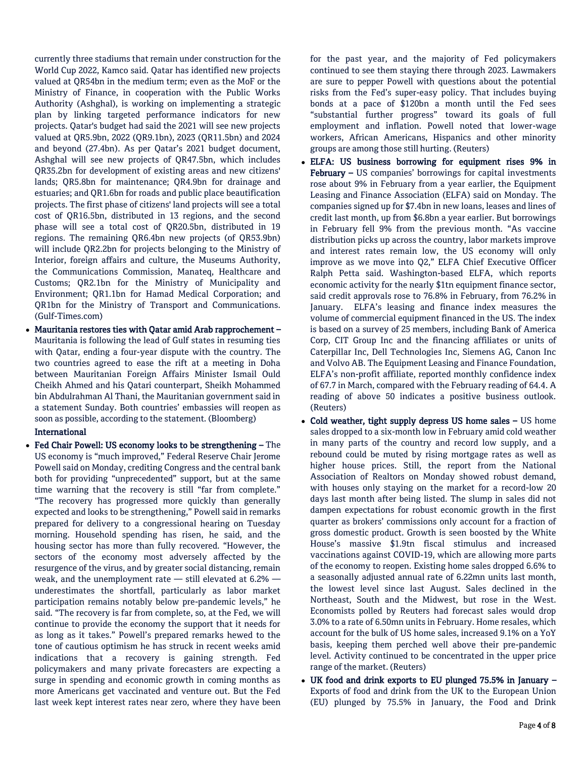currently three stadiums that remain under construction for the World Cup 2022, Kamco said. Qatar has identified new projects valued at QR54bn in the medium term; even as the MoF or the Ministry of Finance, in cooperation with the Public Works Authority (Ashghal), is working on implementing a strategic plan by linking targeted performance indicators for new projects. Qatar's budget had said the 2021 will see new projects valued at QR5.9bn, 2022 (QR9.1bn), 2023 (QR11.5bn) and 2024 and beyond (27.4bn). As per Qatar's 2021 budget document, Ashghal will see new projects of QR47.5bn, which includes QR35.2bn for development of existing areas and new citizens' lands; QR5.8bn for maintenance; QR4.9bn for drainage and estuaries; and QR1.6bn for roads and public place beautification projects. The first phase of citizens' land projects will see a total cost of QR16.5bn, distributed in 13 regions, and the second phase will see a total cost of QR20.5bn, distributed in 19 regions. The remaining QR6.4bn new projects (of QR53.9bn) will include QR2.2bn for projects belonging to the Ministry of Interior, foreign affairs and culture, the Museums Authority, the Communications Commission, Manateq, Healthcare and Customs; QR2.1bn for the Ministry of Municipality and Environment; QR1.1bn for Hamad Medical Corporation; and QR1bn for the Ministry of Transport and Communications. (Gulf-Times.com)

- **Mauritania restores ties with Qatar amid Arab rapprochement –** Mauritania is following the lead of Gulf states in resuming ties with Qatar, ending a four-year dispute with the country. The two countries agreed to ease the rift at a meeting in Doha between Mauritanian Foreign Affairs Minister Ismail Ould Cheikh Ahmed and his Qatari counterpart, Sheikh Mohammed bin Abdulrahman Al Thani, the Mauritanian government said in a statement Sunday. Both countries' embassies will reopen as soon as possible, according to the statement. (Bloomberg)

**International**

- **Fed Chair Powell: US economy looks to be strengthening –** The US economy is "much improved," Federal Reserve Chair Jerome Powell said on Monday, crediting Congress and the central bank both for providing "unprecedented" support, but at the same time warning that the recovery is still "far from complete." "The recovery has progressed more quickly than generally expected and looks to be strengthening," Powell said in remarks prepared for delivery to a congressional hearing on Tuesday morning. Household spending has risen, he said, and the housing sector has more than fully recovered. "However, the sectors of the economy most adversely affected by the resurgence of the virus, and by greater social distancing, remain weak, and the unemployment rate — still elevated at 6.2% — underestimates the shortfall, particularly as labor market participation remains notably below pre-pandemic levels," he said. "The recovery is far from complete, so, at the Fed, we will continue to provide the economy the support that it needs for as long as it takes." Powell's prepared remarks hewed to the tone of cautious optimism he has struck in recent weeks amid indications that a recovery is gaining strength. Fed policymakers and many private forecasters are expecting a surge in spending and economic growth in coming months as more Americans get vaccinated and venture out. But the Fed last week kept interest rates near zero, where they have been for the past year, and the majority of Fed policymakers continued to see them staying there through 2023. Lawmakers are sure to pepper Powell with questions about the potential risks from the Fed's super-easy policy. That includes buying bonds at a pace of $120bn a month until the Fed sees "substantial further progress" toward its goals of full employment and inflation. Powell noted that lower-wage workers, African Americans, Hispanics and other minority groups are among those still hurting. (Reuters)
- **ELFA: US business borrowing for equipment rises 9% in February –** US companies' borrowings for capital investments rose about 9% in February from a year earlier, the Equipment Leasing and Finance Association (ELFA) said on Monday. The companies signed up for $7.4bn in new loans, leases and lines of credit last month, up from $6.8bn a year earlier. But borrowings in February fell 9% from the previous month. "As vaccine distribution picks up across the country, labor markets improve and interest rates remain low, the US economy will only improve as we move into Q2," ELFA Chief Executive Officer Ralph Petta said. Washington-based ELFA, which reports economic activity for the nearly $1tn equipment finance sector, said credit approvals rose to 76.8% in February, from 76.2% in January. ELFA's leasing and finance index measures the volume of commercial equipment financed in the US. The index is based on a survey of 25 members, including Bank of America Corp, CIT Group Inc and the financing affiliates or units of Caterpillar Inc, Dell Technologies Inc, Siemens AG, Canon Inc and Volvo AB. The Equipment Leasing and Finance Foundation, ELFA's non-profit affiliate, reported monthly confidence index of 67.7 in March, compared with the February reading of 64.4. A reading of above 50 indicates a positive business outlook. (Reuters)
- **Cold weather, tight supply depress US home sales –** US home sales dropped to a six-month low in February amid cold weather in many parts of the country and record low supply, and a rebound could be muted by rising mortgage rates as well as higher house prices. Still, the report from the National Association of Realtors on Monday showed robust demand, with houses only staying on the market for a record-low 20 days last month after being listed. The slump in sales did not dampen expectations for robust economic growth in the first quarter as brokers' commissions only account for a fraction of gross domestic product. Growth is seen boosted by the White House's massive $1.9tn fiscal stimulus and increased vaccinations against COVID-19, which are allowing more parts of the economy to reopen. Existing home sales dropped 6.6% to a seasonally adjusted annual rate of 6.22mn units last month, the lowest level since last August. Sales declined in the Northeast, South and the Midwest, but rose in the West. Economists polled by Reuters had forecast sales would drop 3.0% to a rate of 6.50mn units in February. Home resales, which account for the bulk of US home sales, increased 9.1% on a YoY basis, keeping them perched well above their pre-pandemic level. Activity continued to be concentrated in the upper price range of the market. (Reuters)
- **UK food and drink exports to EU plunged 75.5% in January –** Exports of food and drink from the UK to the European Union (EU) plunged by 75.5% in January, the Food and Drink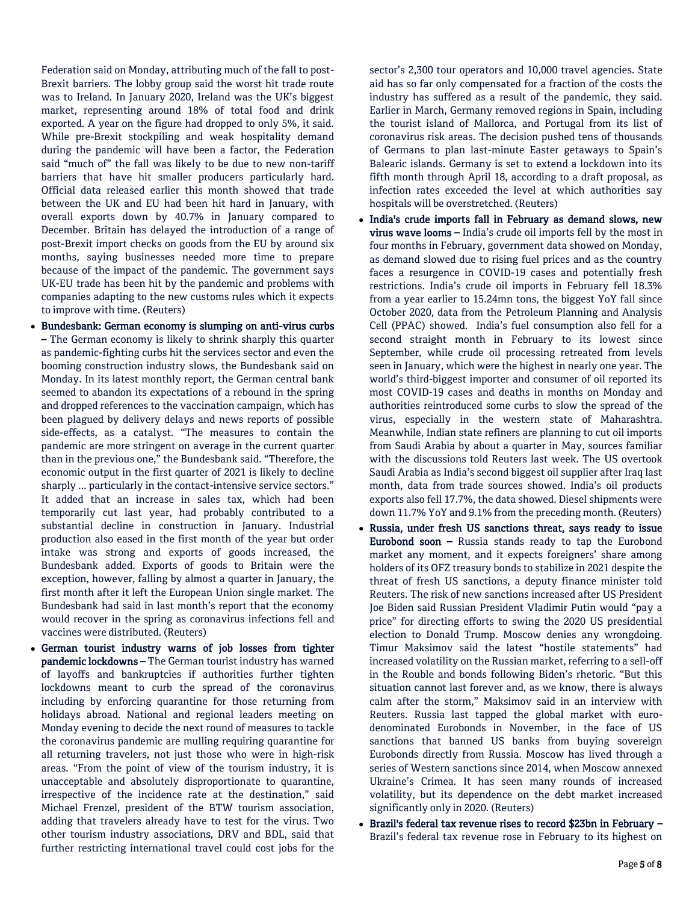Federation said on Monday, attributing much of the fall to post-Brexit barriers. The lobby group said the worst hit trade route was to Ireland. In January 2020, Ireland was the UK's biggest market, representing around 18% of total food and drink exported. A year on the figure had dropped to only 5%, it said. While pre-Brexit stockpiling and weak hospitality demand during the pandemic will have been a factor, the Federation said "much of" the fall was likely to be due to new non-tariff barriers that have hit smaller producers particularly hard. Official data released earlier this month showed that trade between the UK and EU had been hit hard in January, with overall exports down by 40.7% in January compared to December. Britain has delayed the introduction of a range of post-Brexit import checks on goods from the EU by around six months, saying businesses needed more time to prepare because of the impact of the pandemic. The government says UK-EU trade has been hit by the pandemic and problems with companies adapting to the new customs rules which it expects to improve with time. (Reuters)

- **Bundesbank: German economy is slumping on anti-virus curbs –** The German economy is likely to shrink sharply this quarter as pandemic-fighting curbs hit the services sector and even the booming construction industry slows, the Bundesbank said on Monday. In its latest monthly report, the German central bank seemed to abandon its expectations of a rebound in the spring and dropped references to the vaccination campaign, which has been plagued by delivery delays and news reports of possible side-effects, as a catalyst. "The measures to contain the pandemic are more stringent on average in the current quarter than in the previous one," the Bundesbank said. "Therefore, the economic output in the first quarter of 2021 is likely to decline sharply ... particularly in the contact-intensive service sectors." It added that an increase in sales tax, which had been temporarily cut last year, had probably contributed to a substantial decline in construction in January. Industrial production also eased in the first month of the year but order intake was strong and exports of goods increased, the Bundesbank added. Exports of goods to Britain were the exception, however, falling by almost a quarter in January, the first month after it left the European Union single market. The Bundesbank had said in last month's report that the economy would recover in the spring as coronavirus infections fell and vaccines were distributed. (Reuters)
- **German tourist industry warns of job losses from tighter pandemic lockdowns –** The German tourist industry has warned of layoffs and bankruptcies if authorities further tighten lockdowns meant to curb the spread of the coronavirus including by enforcing quarantine for those returning from holidays abroad. National and regional leaders meeting on Monday evening to decide the next round of measures to tackle the coronavirus pandemic are mulling requiring quarantine for all returning travelers, not just those who were in high-risk areas. "From the point of view of the tourism industry, it is unacceptable and absolutely disproportionate to quarantine, irrespective of the incidence rate at the destination," said Michael Frenzel, president of the BTW tourism association, adding that travelers already have to test for the virus. Two other tourism industry associations, DRV and BDL, said that further restricting international travel could cost jobs for the sector's 2,300 tour operators and 10,000 travel agencies. State aid has so far only compensated for a fraction of the costs the industry has suffered as a result of the pandemic, they said. Earlier in March, Germany removed regions in Spain, including the tourist island of Mallorca, and Portugal from its list of coronavirus risk areas. The decision pushed tens of thousands of Germans to plan last-minute Easter getaways to Spain's Balearic islands. Germany is set to extend a lockdown into its fifth month through April 18, according to a draft proposal, as infection rates exceeded the level at which authorities say hospitals will be overstretched. (Reuters)
- **India's crude imports fall in February as demand slows, new virus wave looms –** India's crude oil imports fell by the most in four months in February, government data showed on Monday, as demand slowed due to rising fuel prices and as the country faces a resurgence in COVID-19 cases and potentially fresh restrictions. India's crude oil imports in February fell 18.3% from a year earlier to 15.24mn tons, the biggest YoY fall since October 2020, data from the Petroleum Planning and Analysis Cell (PPAC) showed. India's fuel consumption also fell for a second straight month in February to its lowest since September, while crude oil processing retreated from levels seen in January, which were the highest in nearly one year. The world's third-biggest importer and consumer of oil reported its most COVID-19 cases and deaths in months on Monday and authorities reintroduced some curbs to slow the spread of the virus, especially in the western state of Maharashtra. Meanwhile, Indian state refiners are planning to cut oil imports from Saudi Arabia by about a quarter in May, sources familiar with the discussions told Reuters last week. The US overtook Saudi Arabia as India's second biggest oil supplier after Iraq last month, data from trade sources showed. India's oil products exports also fell 17.7%, the data showed. Diesel shipments were down 11.7% YoY and 9.1% from the preceding month. (Reuters)
- **Russia, under fresh US sanctions threat, says ready to issue Eurobond soon –** Russia stands ready to tap the Eurobond market any moment, and it expects foreigners' share among holders of its OFZ treasury bonds to stabilize in 2021 despite the threat of fresh US sanctions, a deputy finance minister told Reuters. The risk of new sanctions increased after US President Joe Biden said Russian President Vladimir Putin would "pay a price" for directing efforts to swing the 2020 US presidential election to Donald Trump. Moscow denies any wrongdoing. Timur Maksimov said the latest "hostile statements" had increased volatility on the Russian market, referring to a sell-off in the Rouble and bonds following Biden's rhetoric. "But this situation cannot last forever and, as we know, there is always calm after the storm," Maksimov said in an interview with Reuters. Russia last tapped the global market with euro-denominated Eurobonds in November, in the face of US sanctions that banned US banks from buying sovereign Eurobonds directly from Russia. Moscow has lived through a series of Western sanctions since 2014, when Moscow annexed Ukraine's Crimea. It has seen many rounds of increased volatility, but its dependence on the debt market increased significantly only in 2020. (Reuters)
- **Brazil's federal tax revenue rises to record $23bn in February –** Brazil's federal tax revenue rose in February to its highest on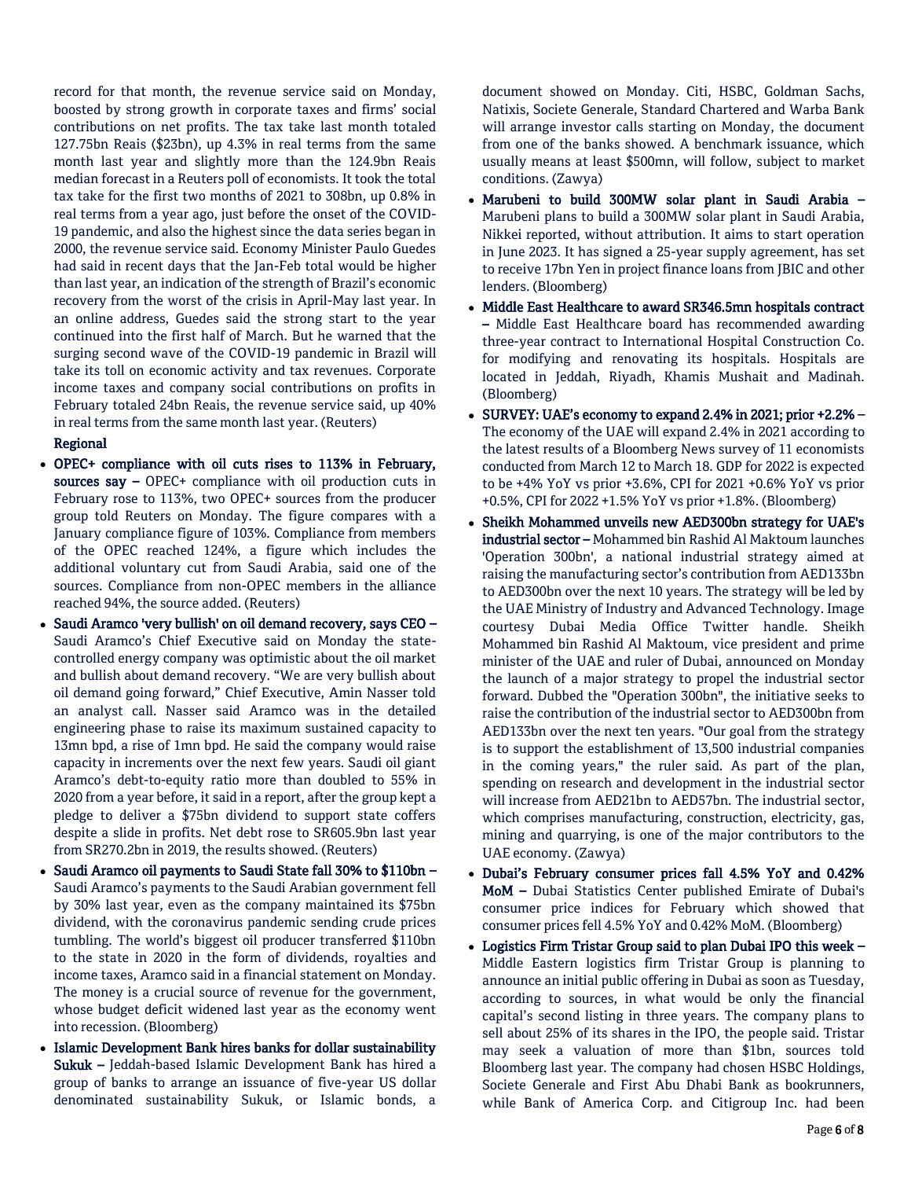record for that month, the revenue service said on Monday, boosted by strong growth in corporate taxes and firms' social contributions on net profits. The tax take last month totaled 127.75bn Reais ($23bn), up 4.3% in real terms from the same month last year and slightly more than the 124.9bn Reais median forecast in a Reuters poll of economists. It took the total tax take for the first two months of 2021 to 308bn, up 0.8% in real terms from a year ago, just before the onset of the COVID-19 pandemic, and also the highest since the data series began in 2000, the revenue service said. Economy Minister Paulo Guedes had said in recent days that the Jan-Feb total would be higher than last year, an indication of the strength of Brazil's economic recovery from the worst of the crisis in April-May last year. In an online address, Guedes said the strong start to the year continued into the first half of March. But he warned that the surging second wave of the COVID-19 pandemic in Brazil will take its toll on economic activity and tax revenues. Corporate income taxes and company social contributions on profits in February totaled 24bn Reais, the revenue service said, up 40% in real terms from the same month last year. (Reuters)

**Regional**

- **OPEC+ compliance with oil cuts rises to 113% in February, sources say –** OPEC+ compliance with oil production cuts in February rose to 113%, two OPEC+ sources from the producer group told Reuters on Monday. The figure compares with a January compliance figure of 103%. Compliance from members of the OPEC reached 124%, a figure which includes the additional voluntary cut from Saudi Arabia, said one of the sources. Compliance from non-OPEC members in the alliance reached 94%, the source added. (Reuters)
- **Saudi Aramco 'very bullish' on oil demand recovery, says CEO –** Saudi Aramco's Chief Executive said on Monday the state-controlled energy company was optimistic about the oil market and bullish about demand recovery. "We are very bullish about oil demand going forward," Chief Executive, Amin Nasser told an analyst call. Nasser said Aramco was in the detailed engineering phase to raise its maximum sustained capacity to 13mn bpd, a rise of 1mn bpd. He said the company would raise capacity in increments over the next few years. Saudi oil giant Aramco's debt-to-equity ratio more than doubled to 55% in 2020 from a year before, it said in a report, after the group kept a pledge to deliver a $75bn dividend to support state coffers despite a slide in profits. Net debt rose to SR605.9bn last year from SR270.2bn in 2019, the results showed. (Reuters)
- **Saudi Aramco oil payments to Saudi State fall 30% to $110bn –** Saudi Aramco's payments to the Saudi Arabian government fell by 30% last year, even as the company maintained its $75bn dividend, with the coronavirus pandemic sending crude prices tumbling. The world's biggest oil producer transferred $110bn to the state in 2020 in the form of dividends, royalties and income taxes, Aramco said in a financial statement on Monday. The money is a crucial source of revenue for the government, whose budget deficit widened last year as the economy went into recession. (Bloomberg)
- **Islamic Development Bank hires banks for dollar sustainability Sukuk –** Jeddah-based Islamic Development Bank has hired a group of banks to arrange an issuance of five-year US dollar denominated sustainability Sukuk, or Islamic bonds, a document showed on Monday. Citi, HSBC, Goldman Sachs, Natixis, Societe Generale, Standard Chartered and Warba Bank will arrange investor calls starting on Monday, the document from one of the banks showed. A benchmark issuance, which usually means at least $500mn, will follow, subject to market conditions. (Zawya)
- **Marubeni to build 300MW solar plant in Saudi Arabia –** Marubeni plans to build a 300MW solar plant in Saudi Arabia, Nikkei reported, without attribution. It aims to start operation in June 2023. It has signed a 25-year supply agreement, has set to receive 17bn Yen in project finance loans from JBIC and other lenders. (Bloomberg)
- **Middle East Healthcare to award SR346.5mn hospitals contract –** Middle East Healthcare board has recommended awarding three-year contract to International Hospital Construction Co. for modifying and renovating its hospitals. Hospitals are located in Jeddah, Riyadh, Khamis Mushait and Madinah. (Bloomberg)
- **SURVEY: UAE's economy to expand 2.4% in 2021; prior +2.2% –** The economy of the UAE will expand 2.4% in 2021 according to the latest results of a Bloomberg News survey of 11 economists conducted from March 12 to March 18. GDP for 2022 is expected to be +4% YoY vs prior +3.6%, CPI for 2021 +0.6% YoY vs prior +0.5%, CPI for 2022 +1.5% YoY vs prior +1.8%. (Bloomberg)
- **Sheikh Mohammed unveils new AED300bn strategy for UAE's industrial sector –** Mohammed bin Rashid Al Maktoum launches 'Operation 300bn', a national industrial strategy aimed at raising the manufacturing sector's contribution from AED133bn to AED300bn over the next 10 years. The strategy will be led by the UAE Ministry of Industry and Advanced Technology. Image courtesy Dubai Media Office Twitter handle. Sheikh Mohammed bin Rashid Al Maktoum, vice president and prime minister of the UAE and ruler of Dubai, announced on Monday the launch of a major strategy to propel the industrial sector forward. Dubbed the "Operation 300bn", the initiative seeks to raise the contribution of the industrial sector to AED300bn from AED133bn over the next ten years. "Our goal from the strategy is to support the establishment of 13,500 industrial companies in the coming years," the ruler said. As part of the plan, spending on research and development in the industrial sector will increase from AED21bn to AED57bn. The industrial sector, which comprises manufacturing, construction, electricity, gas, mining and quarrying, is one of the major contributors to the UAE economy. (Zawya)
- **Dubai's February consumer prices fall 4.5% YoY and 0.42% MoM –** Dubai Statistics Center published Emirate of Dubai's consumer price indices for February which showed that consumer prices fell 4.5% YoY and 0.42% MoM. (Bloomberg)
- **Logistics Firm Tristar Group said to plan Dubai IPO this week –** Middle Eastern logistics firm Tristar Group is planning to announce an initial public offering in Dubai as soon as Tuesday, according to sources, in what would be only the financial capital's second listing in three years. The company plans to sell about 25% of its shares in the IPO, the people said. Tristar may seek a valuation of more than $1bn, sources told Bloomberg last year. The company had chosen HSBC Holdings, Societe Generale and First Abu Dhabi Bank as bookrunners, while Bank of America Corp. and Citigroup Inc. had been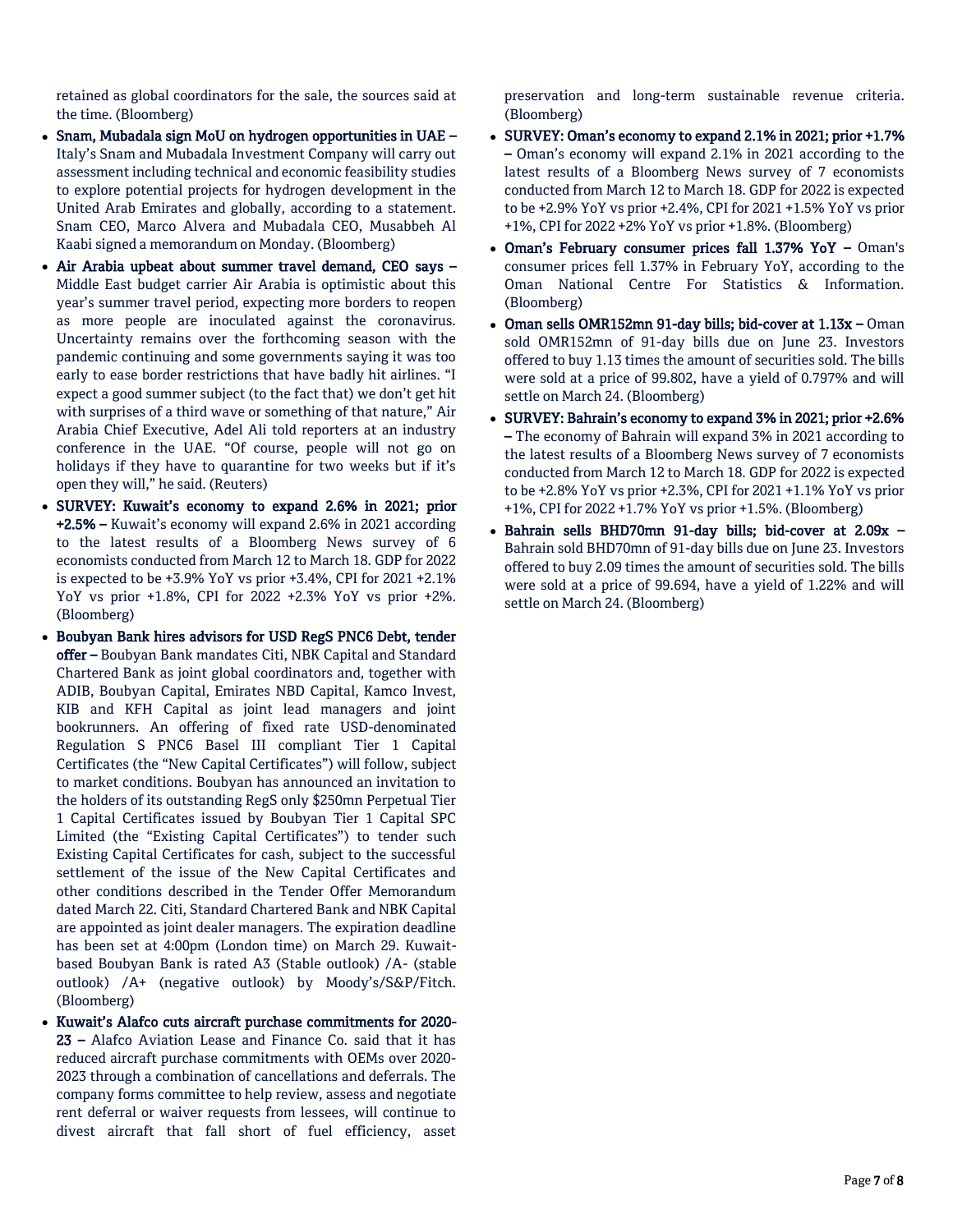retained as global coordinators for the sale, the sources said at the time. (Bloomberg)

- **Snam, Mubadala sign MoU on hydrogen opportunities in UAE –** Italy's Snam and Mubadala Investment Company will carry out assessment including technical and economic feasibility studies to explore potential projects for hydrogen development in the United Arab Emirates and globally, according to a statement. Snam CEO, Marco Alvera and Mubadala CEO, Musabbeh Al Kaabi signed a memorandum on Monday. (Bloomberg)
- **Air Arabia upbeat about summer travel demand, CEO says –** Middle East budget carrier Air Arabia is optimistic about this year's summer travel period, expecting more borders to reopen as more people are inoculated against the coronavirus. Uncertainty remains over the forthcoming season with the pandemic continuing and some governments saying it was too early to ease border restrictions that have badly hit airlines. "I expect a good summer subject (to the fact that) we don't get hit with surprises of a third wave or something of that nature," Air Arabia Chief Executive, Adel Ali told reporters at an industry conference in the UAE. "Of course, people will not go on holidays if they have to quarantine for two weeks but if it's open they will," he said. (Reuters)
- **SURVEY: Kuwait's economy to expand 2.6% in 2021; prior +2.5% –** Kuwait's economy will expand 2.6% in 2021 according to the latest results of a Bloomberg News survey of 6 economists conducted from March 12 to March 18. GDP for 2022 is expected to be +3.9% YoY vs prior +3.4%, CPI for 2021 +2.1% YoY vs prior +1.8%, CPI for 2022 +2.3% YoY vs prior +2%. (Bloomberg)
- **Boubyan Bank hires advisors for USD RegS PNC6 Debt, tender offer –** Boubyan Bank mandates Citi, NBK Capital and Standard Chartered Bank as joint global coordinators and, together with ADIB, Boubyan Capital, Emirates NBD Capital, Kamco Invest, KIB and KFH Capital as joint lead managers and joint bookrunners. An offering of fixed rate USD-denominated Regulation S PNC6 Basel III compliant Tier 1 Capital Certificates (the "New Capital Certificates") will follow, subject to market conditions. Boubyan has announced an invitation to the holders of its outstanding RegS only $250mn Perpetual Tier 1 Capital Certificates issued by Boubyan Tier 1 Capital SPC Limited (the "Existing Capital Certificates") to tender such Existing Capital Certificates for cash, subject to the successful settlement of the issue of the New Capital Certificates and other conditions described in the Tender Offer Memorandum dated March 22. Citi, Standard Chartered Bank and NBK Capital are appointed as joint dealer managers. The expiration deadline has been set at 4:00pm (London time) on March 29. Kuwait-based Boubyan Bank is rated A3 (Stable outlook) /A- (stable outlook) /A+ (negative outlook) by Moody's/S&P/Fitch. (Bloomberg)
- **Kuwait's Alafco cuts aircraft purchase commitments for 2020-23 –** Alafco Aviation Lease and Finance Co. said that it has reduced aircraft purchase commitments with OEMs over 2020-2023 through a combination of cancellations and deferrals. The company forms committee to help review, assess and negotiate rent deferral or waiver requests from lessees, will continue to divest aircraft that fall short of fuel efficiency, asset preservation and long-term sustainable revenue criteria. (Bloomberg)
- **SURVEY: Oman's economy to expand 2.1% in 2021; prior +1.7% –** Oman's economy will expand 2.1% in 2021 according to the latest results of a Bloomberg News survey of 7 economists conducted from March 12 to March 18. GDP for 2022 is expected to be +2.9% YoY vs prior +2.4%, CPI for 2021 +1.5% YoY vs prior +1%, CPI for 2022 +2% YoY vs prior +1.8%. (Bloomberg)
- **Oman's February consumer prices fall 1.37% YoY –** Oman's consumer prices fell 1.37% in February YoY, according to the Oman National Centre For Statistics & Information. (Bloomberg)
- **Oman sells OMR152mn 91-day bills; bid-cover at 1.13x –** Oman sold OMR152mn of 91-day bills due on June 23. Investors offered to buy 1.13 times the amount of securities sold. The bills were sold at a price of 99.802, have a yield of 0.797% and will settle on March 24. (Bloomberg)
- **SURVEY: Bahrain's economy to expand 3% in 2021; prior +2.6% –** The economy of Bahrain will expand 3% in 2021 according to the latest results of a Bloomberg News survey of 7 economists conducted from March 12 to March 18. GDP for 2022 is expected to be +2.8% YoY vs prior +2.3%, CPI for 2021 +1.1% YoY vs prior +1%, CPI for 2022 +1.7% YoY vs prior +1.5%. (Bloomberg)
- **Bahrain sells BHD70mn 91-day bills; bid-cover at 2.09x –** Bahrain sold BHD70mn of 91-day bills due on June 23. Investors offered to buy 2.09 times the amount of securities sold. The bills were sold at a price of 99.694, have a yield of 1.22% and will settle on March 24. (Bloomberg)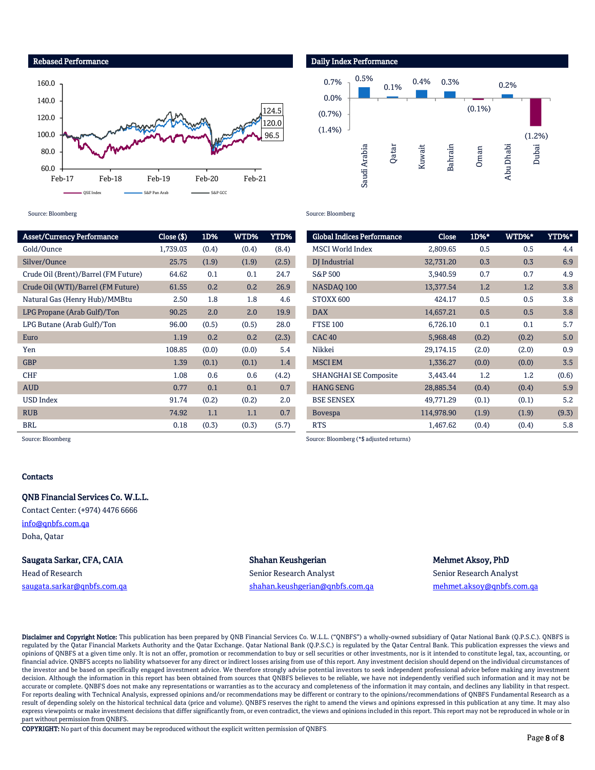## Rebased Performance

160.0
140.0
120.0
100.0
80.0
60.0

Feb-17
Feb-18
Feb-19
Feb-20
Feb-21

124.5
120.0
96.5

QSE Index
S&P Pan Arab
S&P GCC

Source: Bloomberg

## Daily Index Performance

0.7%
0.0%
(0.7%)
(1.4%)

0.5%
0.1%
0.4%
0.3%
(0.1%)
0.2%
(1.2%)

Saudi Arabia
Qatar
Kuwait
Bahrain
Oman
Abu Dhabi
Dubai

Source: Bloomberg

| Asset/Currency Performance | Close ($) | 1D% | WTD% | YTD% |
|---|---|---|---|---|
| Gold/Ounce | 1,739.03 | (0.4) | (0.4) | (8.4) |
| Silver/Ounce | 25.75 | (1.9) | (1.9) | (2.5) |
| Crude Oil (Brent)/Barrel (FM Future) | 64.62 | 0.1 | 0.1 | 24.7 |
| Crude Oil (WTI)/Barrel (FM Future) | 61.55 | 0.2 | 0.2 | 26.9 |
| Natural Gas (Henry Hub)/MMBtu | 2.50 | 1.8 | 1.8 | 4.6 |
| LPG Propane (Arab Gulf)/Ton | 90.25 | 2.0 | 2.0 | 19.9 |
| LPG Butane (Arab Gulf)/Ton | 96.00 | (0.5) | (0.5) | 28.0 |
| Euro | 1.19 | 0.2 | 0.2 | (2.3) |
| Yen | 108.85 | (0.0) | (0.0) | 5.4 |
| GBP | 1.39 | (0.1) | (0.1) | 1.4 |
| CHF | 1.08 | 0.6 | 0.6 | (4.2) |
| AUD | 0.77 | 0.1 | 0.1 | 0.7 |
| USD Index | 91.74 | (0.2) | (0.2) | 2.0 |
| RUB | 74.92 | 1.1 | 1.1 | 0.7 |
| BRL | 0.18 | (0.3) | (0.3) | (5.7) |

Source: Bloomberg

| Global Indices Performance | Close | 1D%* | WTD%* | YTD%* |
|---|---|---|---|---|
| MSCI World Index | 2,809.65 | 0.5 | 0.5 | 4.4 |
| DJ Industrial | 32,731.20 | 0.3 | 0.3 | 6.9 |
| S&P 500 | 3,940.59 | 0.7 | 0.7 | 4.9 |
| NASDAQ 100 | 13,377.54 | 1.2 | 1.2 | 3.8 |
| STOXX 600 | 424.17 | 0.5 | 0.5 | 3.8 |
| DAX | 14,657.21 | 0.5 | 0.5 | 3.8 |
| FTSE 100 | 6,726.10 | 0.1 | 0.1 | 5.7 |
| CAC 40 | 5,968.48 | (0.2) | (0.2) | 5.0 |
| Nikkei | 29,174.15 | (2.0) | (2.0) | 0.9 |
| MSCI EM | 1,336.27 | (0.0) | (0.0) | 3.5 |
| SHANGHAI SE Composite | 3,443.44 | 1.2 | 1.2 | (0.6) |
| HANG SENG | 28,885.34 | (0.4) | (0.4) | 5.9 |
| BSE SENSEX | 49,771.29 | (0.1) | (0.1) | 5.2 |
| Bovespa | 114,978.90 | (1.9) | (1.9) | (9.3) |
| RTS | 1,467.62 | (0.4) | (0.4) | 5.8 |

Source: Bloomberg (*$ adjusted returns)

### Contacts

**QNB Financial Services Co. W.L.L.**
Contact Center: (+974) 4476 6666
info@qnbfs.com.qa
Doha, Qatar

**Saugata Sarkar, CFA, CAIA**
Head of Research
saugata.sarkar@qnbfs.com.qa

**Shahan Keushgerian**
Senior Research Analyst
shahan.keushgerian@qnbfs.com.qa

**Mehmet Aksoy, PhD**
Senior Research Analyst
mehmet.aksoy@qnbfs.com.qa

**Disclaimer and Copyright Notice:** This publication has been prepared by QNB Financial Services Co. W.L.L. ("QNBFS") a wholly-owned subsidiary of Qatar National Bank (Q.P.S.C.). QNBFS is regulated by the Qatar Financial Markets Authority and the Qatar Exchange. Qatar National Bank (Q.P.S.C.) is regulated by the Qatar Central Bank. This publication expresses the views and opinions of QNBFS at a given time only. It is not an offer, promotion or recommendation to buy or sell securities or other investments, nor is it intended to constitute legal, tax, accounting, or financial advice. QNBFS accepts no liability whatsoever for any direct or indirect losses arising from use of this report. Any investment decision should depend on the individual circumstances of the investor and be based on specifically engaged investment advice. We therefore strongly advise potential investors to seek independent professional advice before making any investment decision. Although the information in this report has been obtained from sources that QNBFS believes to be reliable, we have not independently verified such information and it may not be accurate or complete. QNBFS does not make any representations or warranties as to the accuracy and completeness of the information it may contain, and declines any liability in that respect. For reports dealing with Technical Analysis, expressed opinions and/or recommendations may be different or contrary to the opinions/recommendations of QNBFS Fundamental Research as a result of depending solely on the historical technical data (price and volume). QNBFS reserves the right to amend the views and opinions expressed in this publication at any time. It may also express viewpoints or make investment decisions that differ significantly from, or even contradict, the views and opinions included in this report. This report may not be reproduced in whole or in part without permission from QNBFS.

**COPYRIGHT:** No part of this document may be reproduced without the explicit written permission of QNBFS